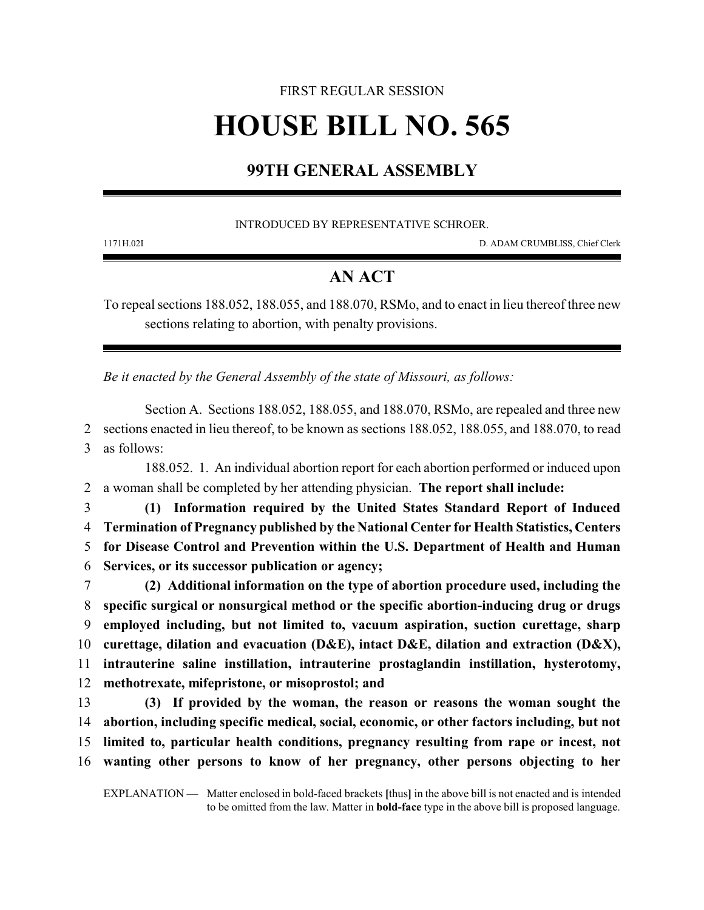FIRST REGULAR SESSION

# HOUSE BILL NO. 565

## 99TH GENERAL ASSEMBLY

INTRODUCED BY REPRESENTATIVE SCHROER.

1171H.02I D. ADAM CRUMBLISS, Chief Clerk

## AN ACT

To repeal sections 188.052, 188.055, and 188.070, RSMo, and to enact in lieu thereof three new sections relating to abortion, with penalty provisions.

*Be it enacted by the General Assembly of the state of Missouri, as follows:*

Section A. Sections 188.052, 188.055, and 188.070, RSMo, are repealed and three new sections enacted in lieu thereof, to be known as sections 188.052, 188.055, and 188.070, to read as follows:

188.052. 1. An individual abortion report for each abortion performed or induced upon a woman shall be completed by her attending physician. **The report shall include:**

**(1) Information required by the United States Standard Report of Induced Termination of Pregnancy published by the National Center for Health Statistics, Centers for Disease Control and Prevention within the U.S. Department of Health and Human Services, or its successor publication or agency;**

**(2) Additional information on the type of abortion procedure used, including the specific surgical or nonsurgical method or the specific abortion-inducing drug or drugs employed including, but not limited to, vacuum aspiration, suction curettage, sharp curettage, dilation and evacuation (D&E), intact D&E, dilation and extraction (D&X), intrauterine saline instillation, intrauterine prostaglandin instillation, hysterotomy, methotrexate, mifepristone, or misoprostol; and**

**(3) If provided by the woman, the reason or reasons the woman sought the abortion, including specific medical, social, economic, or other factors including, but not limited to, particular health conditions, pregnancy resulting from rape or incest, not wanting other persons to know of her pregnancy, other persons objecting to her**

EXPLANATION — Matter enclosed in bold-faced brackets **[**thus**]** in the above bill is not enacted and is intended to be omitted from the law. Matter in **bold-face** type in the above bill is proposed language.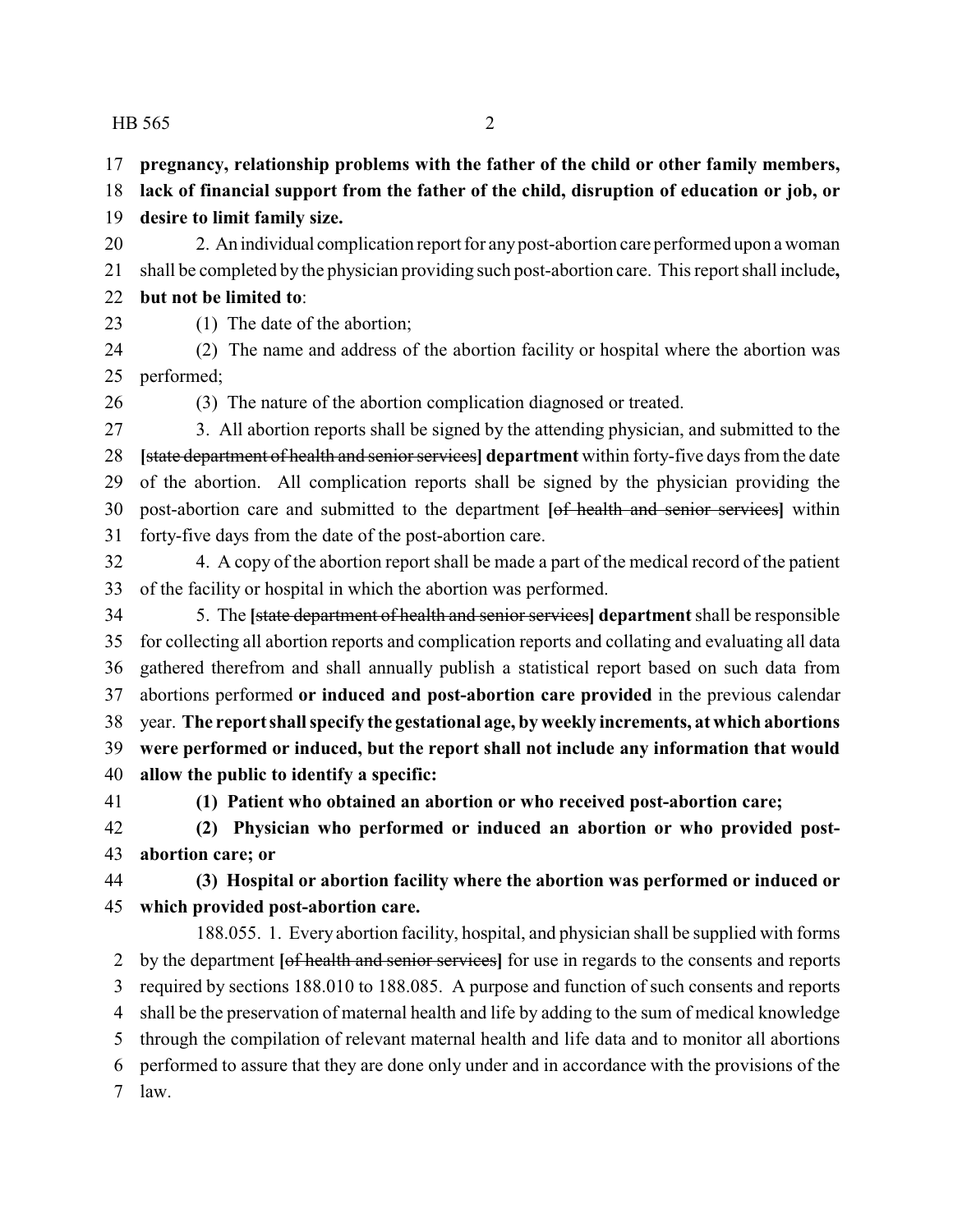**pregnancy, relationship problems with the father of the child or other family members, lack of financial support from the father of the child, disruption of education or job, or desire to limit family size.**

2. An individual complication report for any post-abortion care performed upon a woman shall be completed by the physician providing such post-abortion care. This report shall include**, but not be limited to**:

(1) The date of the abortion;

(2) The name and address of the abortion facility or hospital where the abortion was performed;

(3) The nature of the abortion complication diagnosed or treated.

3. All abortion reports shall be signed by the attending physician, and submitted to the **[**~~state department of health and senior services~~**] department** within forty-five days from the date of the abortion. All complication reports shall be signed by the physician providing the post-abortion care and submitted to the department **[**~~of health and senior services~~**]** within forty-five days from the date of the post-abortion care.

4. A copy of the abortion report shall be made a part of the medical record of the patient of the facility or hospital in which the abortion was performed.

5. The **[**~~state department of health and senior services~~**] department** shall be responsible for collecting all abortion reports and complication reports and collating and evaluating all data gathered therefrom and shall annually publish a statistical report based on such data from abortions performed **or induced and post-abortion care provided** in the previous calendar year. **The report shall specify the gestational age, by weekly increments, at which abortions were performed or induced, but the report shall not include any information that would allow the public to identify a specific:**

**(1) Patient who obtained an abortion or who received post-abortion care;**

**(2) Physician who performed or induced an abortion or who provided post-abortion care; or**

**(3) Hospital or abortion facility where the abortion was performed or induced or which provided post-abortion care.**

188.055. 1. Every abortion facility, hospital, and physician shall be supplied with forms by the department **[**~~of health and senior services~~**]** for use in regards to the consents and reports required by sections 188.010 to 188.085. A purpose and function of such consents and reports shall be the preservation of maternal health and life by adding to the sum of medical knowledge through the compilation of relevant maternal health and life data and to monitor all abortions performed to assure that they are done only under and in accordance with the provisions of the law.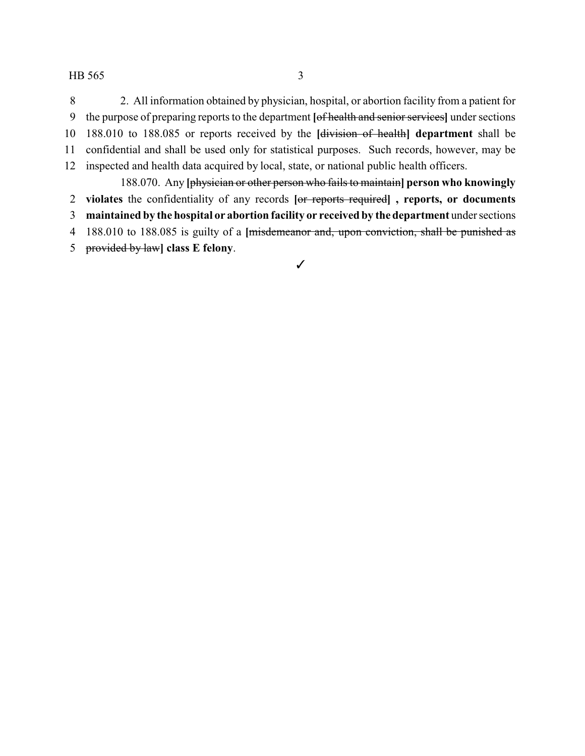2. All information obtained by physician, hospital, or abortion facility from a patient for the purpose of preparing reports to the department [~~of health and senior services~~] under sections 188.010 to 188.085 or reports received by the [~~division of health~~] **department** shall be confidential and shall be used only for statistical purposes. Such records, however, may be inspected and health data acquired by local, state, or national public health officers.

188.070. Any [~~physician or other person who fails to maintain~~] **person who knowingly violates** the confidentiality of any records [~~or reports required~~] **, reports, or documents maintained by the hospital or abortion facility or received by the department** under sections 188.010 to 188.085 is guilty of a [~~misdemeanor and, upon conviction, shall be punished as provided by law~~] **class E felony**.

✓